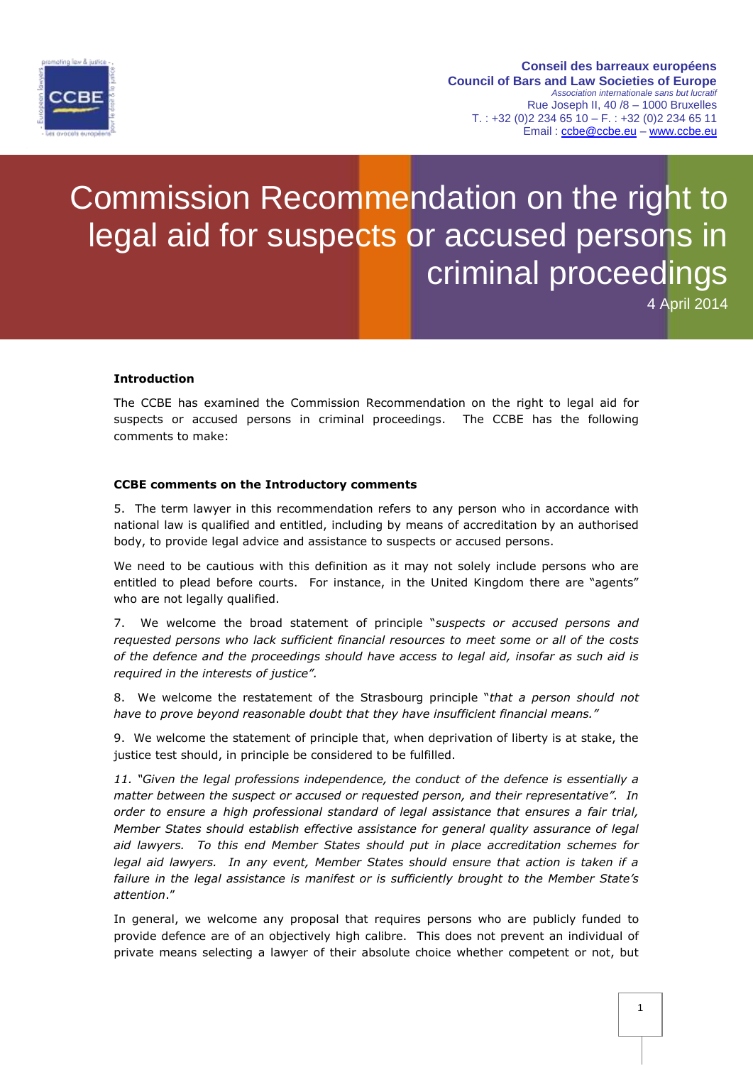**Conseil des barreaux européens**
**Council of Bars and Law Societies of Europe**
*Association internationale sans but lucratif*
Rue Joseph II, 40 /8 – 1000 Bruxelles
T. : +32 (0)2 234 65 10 – F. : +32 (0)2 234 65 11
Email : ccbe@ccbe.eu – www.ccbe.eu

# Commission Recommendation on the right to legal aid for suspects or accused persons in criminal proceedings

4 April 2014

**Introduction**

The CCBE has examined the Commission Recommendation on the right to legal aid for suspects or accused persons in criminal proceedings. The CCBE has the following comments to make:

**CCBE comments on the Introductory comments**

5. The term lawyer in this recommendation refers to any person who in accordance with national law is qualified and entitled, including by means of accreditation by an authorised body, to provide legal advice and assistance to suspects or accused persons.

We need to be cautious with this definition as it may not solely include persons who are entitled to plead before courts. For instance, in the United Kingdom there are "agents" who are not legally qualified.

7. We welcome the broad statement of principle "*suspects or accused persons and requested persons who lack sufficient financial resources to meet some or all of the costs of the defence and the proceedings should have access to legal aid, insofar as such aid is required in the interests of justice".*

8. We welcome the restatement of the Strasbourg principle "*that a person should not have to prove beyond reasonable doubt that they have insufficient financial means."*

9. We welcome the statement of principle that, when deprivation of liberty is at stake, the justice test should, in principle be considered to be fulfilled.

*11. "Given the legal professions independence, the conduct of the defence is essentially a matter between the suspect or accused or requested person, and their representative". In order to ensure a high professional standard of legal assistance that ensures a fair trial, Member States should establish effective assistance for general quality assurance of legal aid lawyers. To this end Member States should put in place accreditation schemes for legal aid lawyers. In any event, Member States should ensure that action is taken if a failure in the legal assistance is manifest or is sufficiently brought to the Member State's attention*."

In general, we welcome any proposal that requires persons who are publicly funded to provide defence are of an objectively high calibre. This does not prevent an individual of private means selecting a lawyer of their absolute choice whether competent or not, but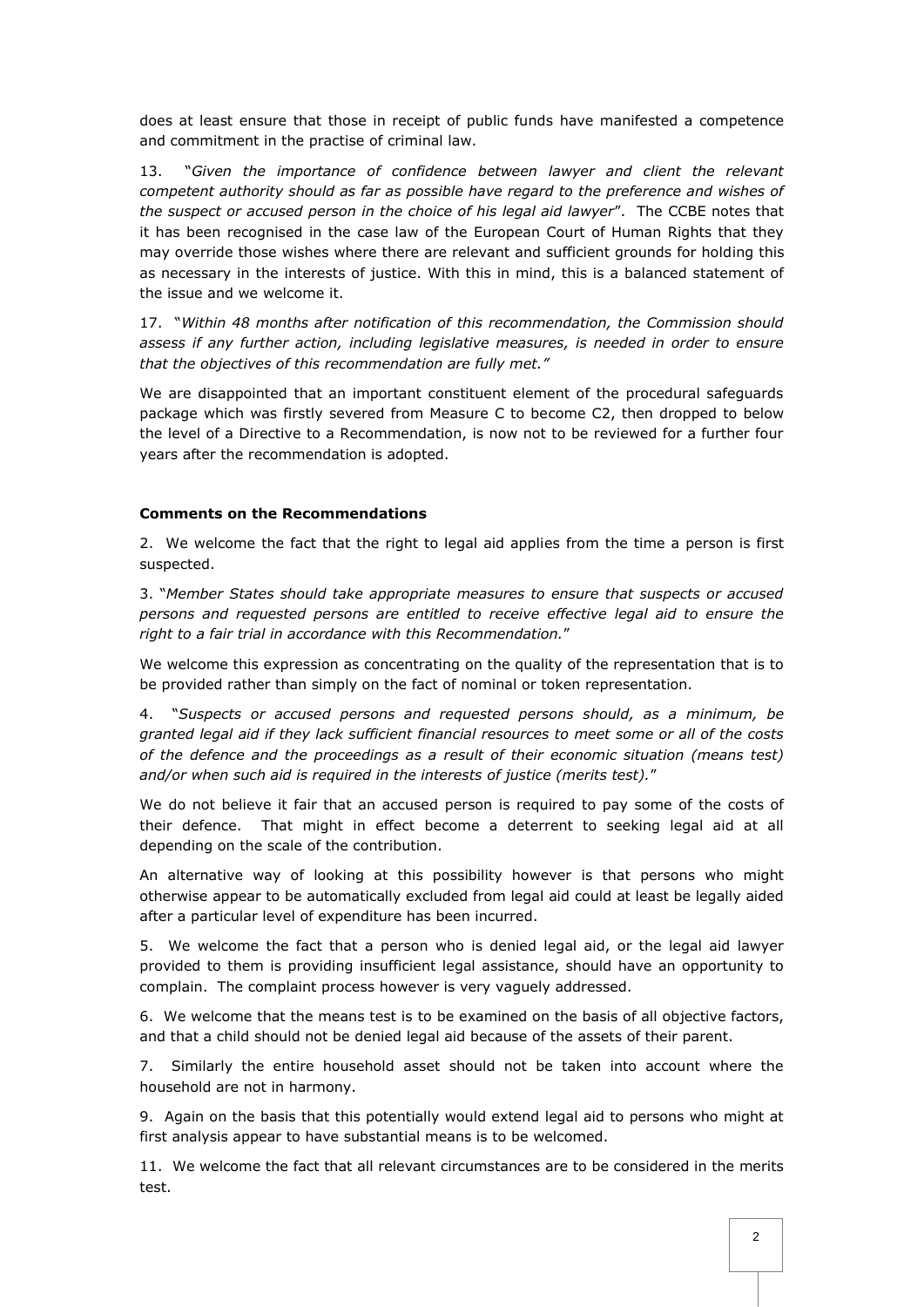does at least ensure that those in receipt of public funds have manifested a competence and commitment in the practise of criminal law.

13. "*Given the importance of confidence between lawyer and client the relevant competent authority should as far as possible have regard to the preference and wishes of the suspect or accused person in the choice of his legal aid lawyer*". The CCBE notes that it has been recognised in the case law of the European Court of Human Rights that they may override those wishes where there are relevant and sufficient grounds for holding this as necessary in the interests of justice. With this in mind, this is a balanced statement of the issue and we welcome it.

17. "*Within 48 months after notification of this recommendation, the Commission should assess if any further action, including legislative measures, is needed in order to ensure that the objectives of this recommendation are fully met."*

We are disappointed that an important constituent element of the procedural safeguards package which was firstly severed from Measure C to become C2, then dropped to below the level of a Directive to a Recommendation, is now not to be reviewed for a further four years after the recommendation is adopted.

**Comments on the Recommendations**

2. We welcome the fact that the right to legal aid applies from the time a person is first suspected.

3. "*Member States should take appropriate measures to ensure that suspects or accused persons and requested persons are entitled to receive effective legal aid to ensure the right to a fair trial in accordance with this Recommendation.*"

We welcome this expression as concentrating on the quality of the representation that is to be provided rather than simply on the fact of nominal or token representation.

4. "*Suspects or accused persons and requested persons should, as a minimum, be granted legal aid if they lack sufficient financial resources to meet some or all of the costs of the defence and the proceedings as a result of their economic situation (means test) and/or when such aid is required in the interests of justice (merits test).*"

We do not believe it fair that an accused person is required to pay some of the costs of their defence. That might in effect become a deterrent to seeking legal aid at all depending on the scale of the contribution.

An alternative way of looking at this possibility however is that persons who might otherwise appear to be automatically excluded from legal aid could at least be legally aided after a particular level of expenditure has been incurred.

5. We welcome the fact that a person who is denied legal aid, or the legal aid lawyer provided to them is providing insufficient legal assistance, should have an opportunity to complain. The complaint process however is very vaguely addressed.

6. We welcome that the means test is to be examined on the basis of all objective factors, and that a child should not be denied legal aid because of the assets of their parent.

7. Similarly the entire household asset should not be taken into account where the household are not in harmony.

9. Again on the basis that this potentially would extend legal aid to persons who might at first analysis appear to have substantial means is to be welcomed.

11. We welcome the fact that all relevant circumstances are to be considered in the merits test.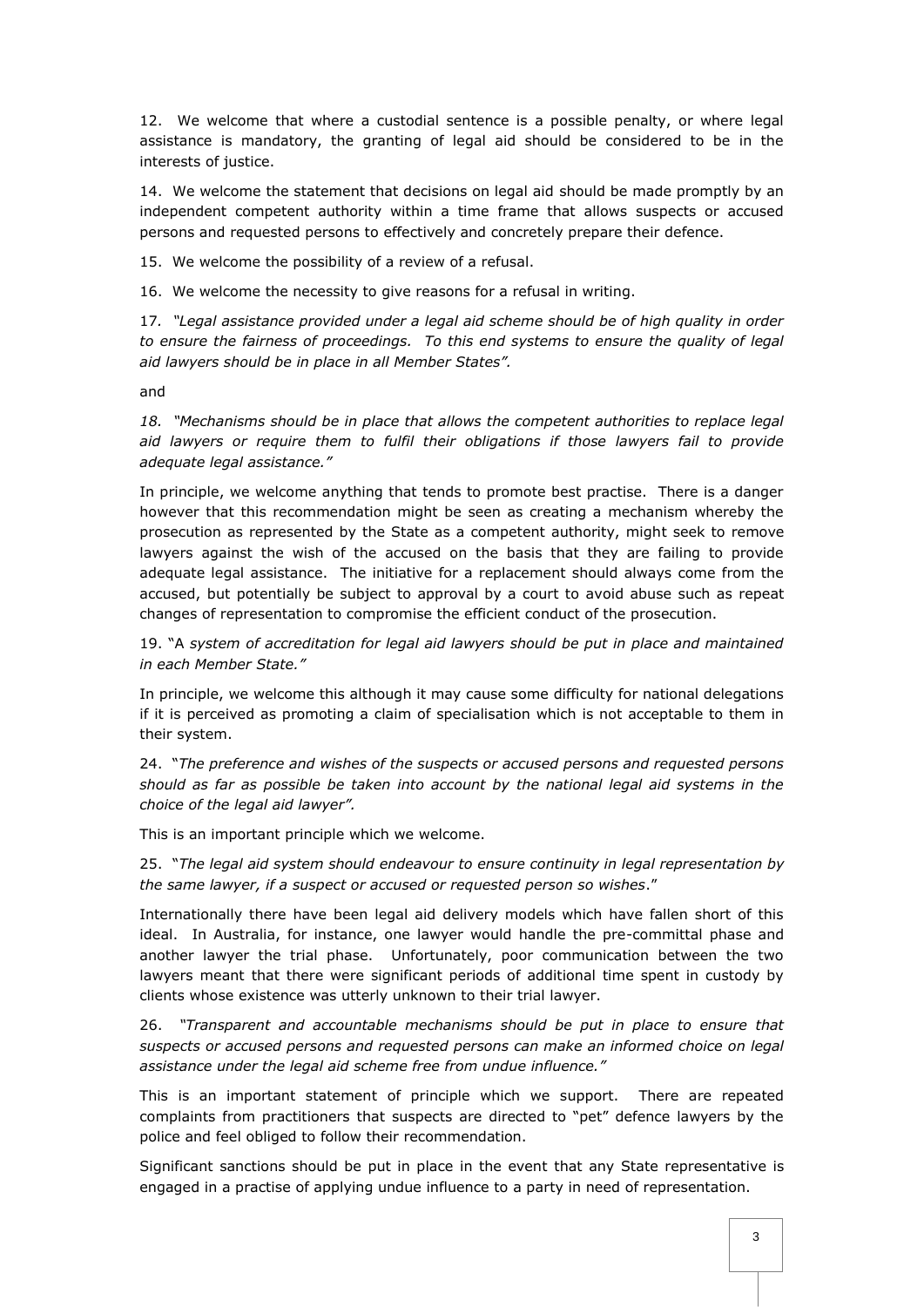12. We welcome that where a custodial sentence is a possible penalty, or where legal assistance is mandatory, the granting of legal aid should be considered to be in the interests of justice.

14. We welcome the statement that decisions on legal aid should be made promptly by an independent competent authority within a time frame that allows suspects or accused persons and requested persons to effectively and concretely prepare their defence.

15. We welcome the possibility of a review of a refusal.

16. We welcome the necessity to give reasons for a refusal in writing.

17. *"Legal assistance provided under a legal aid scheme should be of high quality in order to ensure the fairness of proceedings. To this end systems to ensure the quality of legal aid lawyers should be in place in all Member States".*

and

*18. "Mechanisms should be in place that allows the competent authorities to replace legal aid lawyers or require them to fulfil their obligations if those lawyers fail to provide adequate legal assistance."*

In principle, we welcome anything that tends to promote best practise. There is a danger however that this recommendation might be seen as creating a mechanism whereby the prosecution as represented by the State as a competent authority, might seek to remove lawyers against the wish of the accused on the basis that they are failing to provide adequate legal assistance. The initiative for a replacement should always come from the accused, but potentially be subject to approval by a court to avoid abuse such as repeat changes of representation to compromise the efficient conduct of the prosecution.

19. "A *system of accreditation for legal aid lawyers should be put in place and maintained in each Member State."*

In principle, we welcome this although it may cause some difficulty for national delegations if it is perceived as promoting a claim of specialisation which is not acceptable to them in their system.

24. "*The preference and wishes of the suspects or accused persons and requested persons should as far as possible be taken into account by the national legal aid systems in the choice of the legal aid lawyer".*

This is an important principle which we welcome.

25. "*The legal aid system should endeavour to ensure continuity in legal representation by the same lawyer, if a suspect or accused or requested person so wishes*."

Internationally there have been legal aid delivery models which have fallen short of this ideal. In Australia, for instance, one lawyer would handle the pre-committal phase and another lawyer the trial phase. Unfortunately, poor communication between the two lawyers meant that there were significant periods of additional time spent in custody by clients whose existence was utterly unknown to their trial lawyer.

26. *"Transparent and accountable mechanisms should be put in place to ensure that suspects or accused persons and requested persons can make an informed choice on legal assistance under the legal aid scheme free from undue influence."*

This is an important statement of principle which we support. There are repeated complaints from practitioners that suspects are directed to "pet" defence lawyers by the police and feel obliged to follow their recommendation.

Significant sanctions should be put in place in the event that any State representative is engaged in a practise of applying undue influence to a party in need of representation.